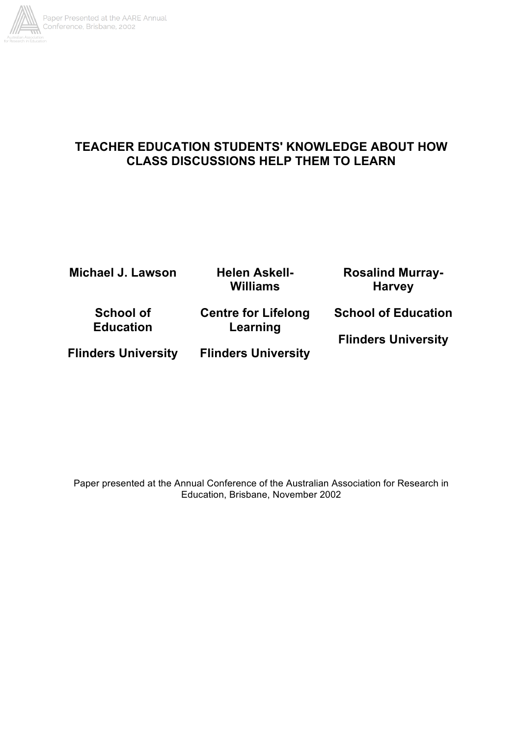# TEACHER EDUCATION STUDENTS' KNOWLEDGE ABOUT HOW CLASS DISCUSSIONS HELP THEM TO LEARN

**Michael J. Lawson**
School of Education
Flinders University

**Helen Askell-Williams**
Centre for Lifelong Learning
Flinders University

**Rosalind Murray-Harvey**
School of Education
Flinders University

Paper presented at the Annual Conference of the Australian Association for Research in Education, Brisbane, November 2002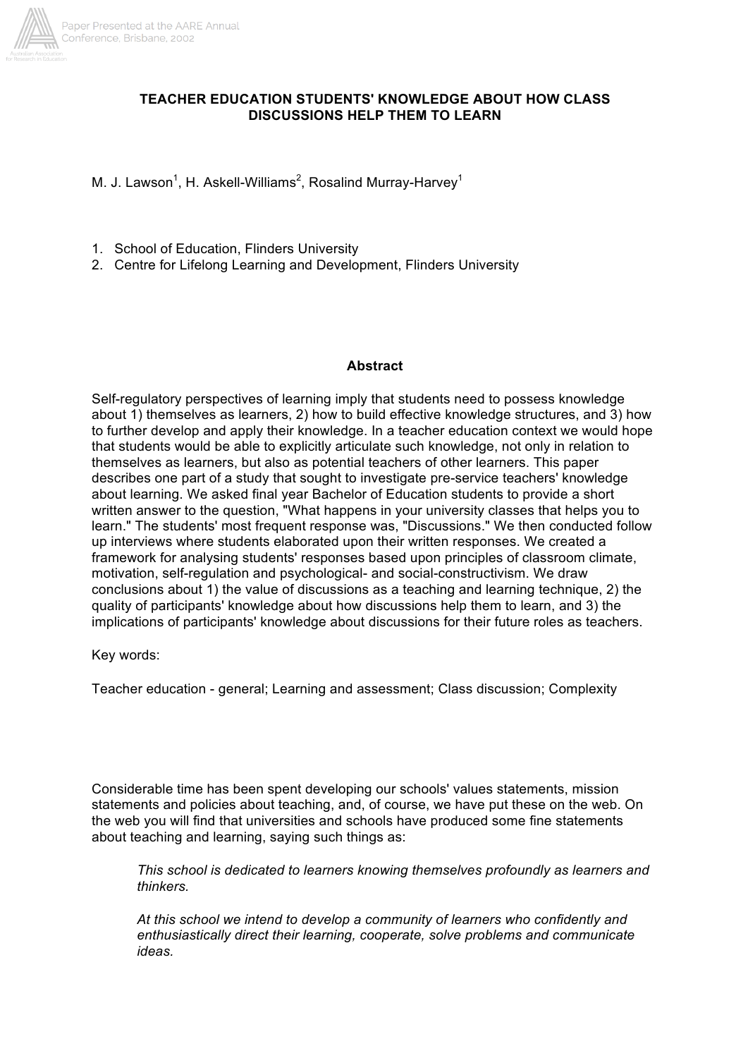**TEACHER EDUCATION STUDENTS' KNOWLEDGE ABOUT HOW CLASS DISCUSSIONS HELP THEM TO LEARN**

M. J. Lawson[1], H. Askell-Williams[2], Rosalind Murray-Harvey[1]

1. School of Education, Flinders University
2. Centre for Lifelong Learning and Development, Flinders University

## Abstract

Self-regulatory perspectives of learning imply that students need to possess knowledge about 1) themselves as learners, 2) how to build effective knowledge structures, and 3) how to further develop and apply their knowledge. In a teacher education context we would hope that students would be able to explicitly articulate such knowledge, not only in relation to themselves as learners, but also as potential teachers of other learners. This paper describes one part of a study that sought to investigate pre-service teachers' knowledge about learning. We asked final year Bachelor of Education students to provide a short written answer to the question, "What happens in your university classes that helps you to learn." The students' most frequent response was, "Discussions." We then conducted follow up interviews where students elaborated upon their written responses. We created a framework for analysing students' responses based upon principles of classroom climate, motivation, self-regulation and psychological- and social-constructivism. We draw conclusions about 1) the value of discussions as a teaching and learning technique, 2) the quality of participants' knowledge about how discussions help them to learn, and 3) the implications of participants' knowledge about discussions for their future roles as teachers.

Key words:

Teacher education - general; Learning and assessment; Class discussion; Complexity

Considerable time has been spent developing our schools' values statements, mission statements and policies about teaching, and, of course, we have put these on the web. On the web you will find that universities and schools have produced some fine statements about teaching and learning, saying such things as:

> *This school is dedicated to learners knowing themselves profoundly as learners and thinkers.*
>
> *At this school we intend to develop a community of learners who confidently and enthusiastically direct their learning, cooperate, solve problems and communicate ideas.*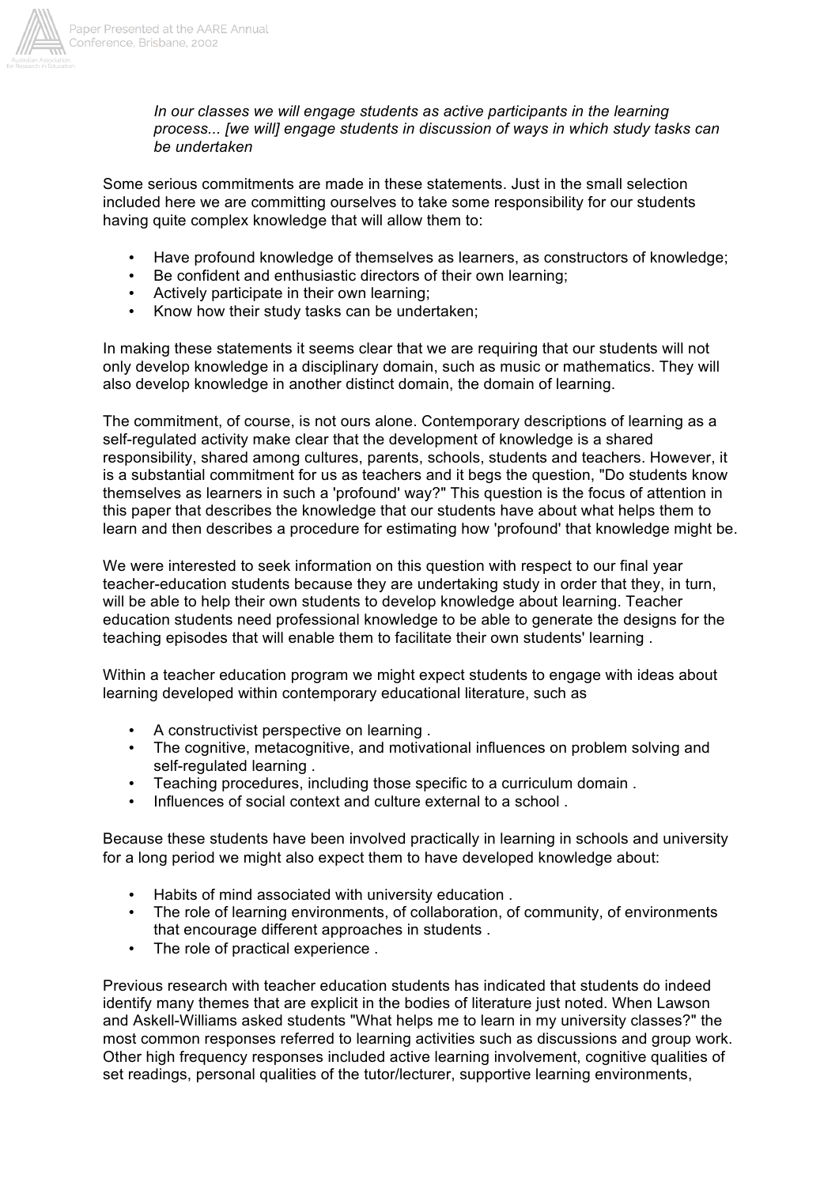*In our classes we will engage students as active participants in the learning process... [we will] engage students in discussion of ways in which study tasks can be undertaken*

Some serious commitments are made in these statements. Just in the small selection included here we are committing ourselves to take some responsibility for our students having quite complex knowledge that will allow them to:

- Have profound knowledge of themselves as learners, as constructors of knowledge;
- Be confident and enthusiastic directors of their own learning;
- Actively participate in their own learning;
- Know how their study tasks can be undertaken;

In making these statements it seems clear that we are requiring that our students will not only develop knowledge in a disciplinary domain, such as music or mathematics. They will also develop knowledge in another distinct domain, the domain of learning.

The commitment, of course, is not ours alone. Contemporary descriptions of learning as a self-regulated activity make clear that the development of knowledge is a shared responsibility, shared among cultures, parents, schools, students and teachers. However, it is a substantial commitment for us as teachers and it begs the question, "Do students know themselves as learners in such a 'profound' way?" This question is the focus of attention in this paper that describes the knowledge that our students have about what helps them to learn and then describes a procedure for estimating how 'profound' that knowledge might be.

We were interested to seek information on this question with respect to our final year teacher-education students because they are undertaking study in order that they, in turn, will be able to help their own students to develop knowledge about learning. Teacher education students need professional knowledge to be able to generate the designs for the teaching episodes that will enable them to facilitate their own students' learning .

Within a teacher education program we might expect students to engage with ideas about learning developed within contemporary educational literature, such as

- A constructivist perspective on learning .
- The cognitive, metacognitive, and motivational influences on problem solving and self-regulated learning .
- Teaching procedures, including those specific to a curriculum domain .
- Influences of social context and culture external to a school .

Because these students have been involved practically in learning in schools and university for a long period we might also expect them to have developed knowledge about:

- Habits of mind associated with university education .
- The role of learning environments, of collaboration, of community, of environments that encourage different approaches in students .
- The role of practical experience .

Previous research with teacher education students has indicated that students do indeed identify many themes that are explicit in the bodies of literature just noted. When Lawson and Askell-Williams asked students "What helps me to learn in my university classes?" the most common responses referred to learning activities such as discussions and group work. Other high frequency responses included active learning involvement, cognitive qualities of set readings, personal qualities of the tutor/lecturer, supportive learning environments,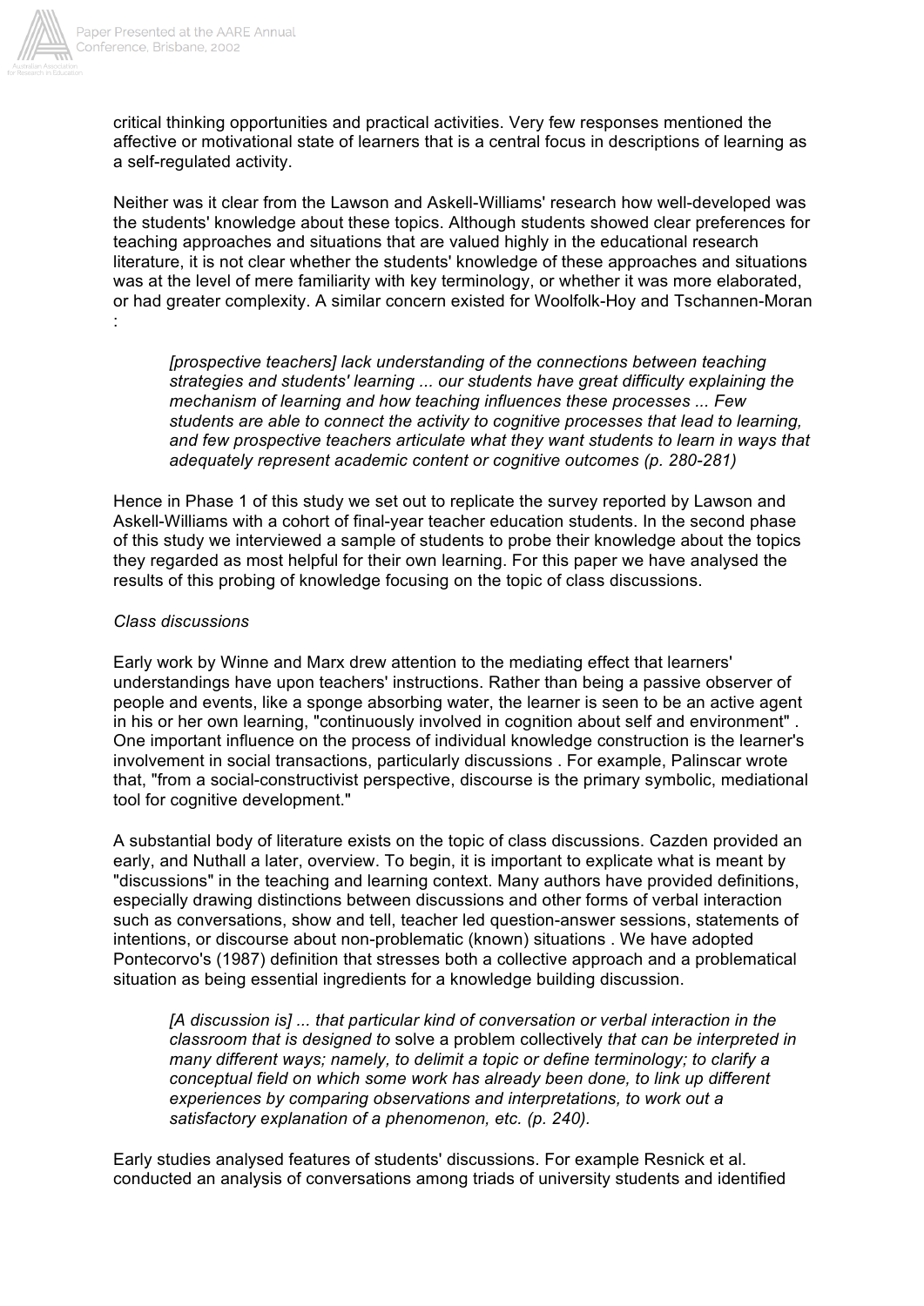critical thinking opportunities and practical activities. Very few responses mentioned the affective or motivational state of learners that is a central focus in descriptions of learning as a self-regulated activity.

Neither was it clear from the Lawson and Askell-Williams' research how well-developed was the students' knowledge about these topics. Although students showed clear preferences for teaching approaches and situations that are valued highly in the educational research literature, it is not clear whether the students' knowledge of these approaches and situations was at the level of mere familiarity with key terminology, or whether it was more elaborated, or had greater complexity. A similar concern existed for Woolfolk-Hoy and Tschannen-Moran :

> *[prospective teachers] lack understanding of the connections between teaching strategies and students' learning ... our students have great difficulty explaining the mechanism of learning and how teaching influences these processes ... Few students are able to connect the activity to cognitive processes that lead to learning, and few prospective teachers articulate what they want students to learn in ways that adequately represent academic content or cognitive outcomes (p. 280-281)*

Hence in Phase 1 of this study we set out to replicate the survey reported by Lawson and Askell-Williams with a cohort of final-year teacher education students. In the second phase of this study we interviewed a sample of students to probe their knowledge about the topics they regarded as most helpful for their own learning. For this paper we have analysed the results of this probing of knowledge focusing on the topic of class discussions.

*Class discussions*

Early work by Winne and Marx drew attention to the mediating effect that learners' understandings have upon teachers' instructions. Rather than being a passive observer of people and events, like a sponge absorbing water, the learner is seen to be an active agent in his or her own learning, "continuously involved in cognition about self and environment" . One important influence on the process of individual knowledge construction is the learner's involvement in social transactions, particularly discussions . For example, Palinscar wrote that, "from a social-constructivist perspective, discourse is the primary symbolic, mediational tool for cognitive development."

A substantial body of literature exists on the topic of class discussions. Cazden provided an early, and Nuthall a later, overview. To begin, it is important to explicate what is meant by "discussions" in the teaching and learning context. Many authors have provided definitions, especially drawing distinctions between discussions and other forms of verbal interaction such as conversations, show and tell, teacher led question-answer sessions, statements of intentions, or discourse about non-problematic (known) situations . We have adopted Pontecorvo's (1987) definition that stresses both a collective approach and a problematical situation as being essential ingredients for a knowledge building discussion.

> *[A discussion is] ... that particular kind of conversation or verbal interaction in the classroom that is designed to* solve a problem collectively *that can be interpreted in many different ways; namely, to delimit a topic or define terminology; to clarify a conceptual field on which some work has already been done, to link up different experiences by comparing observations and interpretations, to work out a satisfactory explanation of a phenomenon, etc. (p. 240).*

Early studies analysed features of students' discussions. For example Resnick et al. conducted an analysis of conversations among triads of university students and identified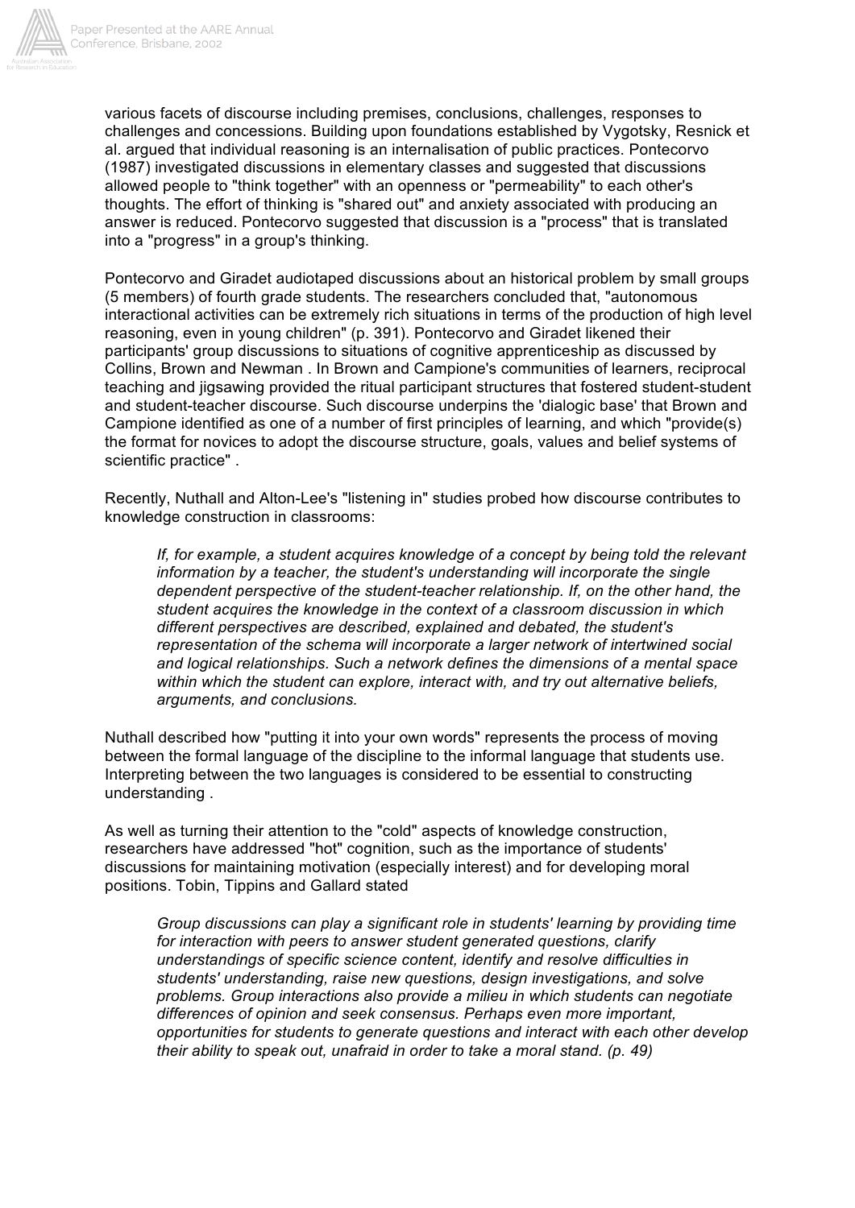various facets of discourse including premises, conclusions, challenges, responses to challenges and concessions. Building upon foundations established by Vygotsky, Resnick et al. argued that individual reasoning is an internalisation of public practices. Pontecorvo (1987) investigated discussions in elementary classes and suggested that discussions allowed people to "think together" with an openness or "permeability" to each other's thoughts. The effort of thinking is "shared out" and anxiety associated with producing an answer is reduced. Pontecorvo suggested that discussion is a "process" that is translated into a "progress" in a group's thinking.

Pontecorvo and Giradet audiotaped discussions about an historical problem by small groups (5 members) of fourth grade students. The researchers concluded that, "autonomous interactional activities can be extremely rich situations in terms of the production of high level reasoning, even in young children" (p. 391). Pontecorvo and Giradet likened their participants' group discussions to situations of cognitive apprenticeship as discussed by Collins, Brown and Newman . In Brown and Campione's communities of learners, reciprocal teaching and jigsawing provided the ritual participant structures that fostered student-student and student-teacher discourse. Such discourse underpins the 'dialogic base' that Brown and Campione identified as one of a number of first principles of learning, and which "provide(s) the format for novices to adopt the discourse structure, goals, values and belief systems of scientific practice" .

Recently, Nuthall and Alton-Lee's "listening in" studies probed how discourse contributes to knowledge construction in classrooms:

> *If, for example, a student acquires knowledge of a concept by being told the relevant information by a teacher, the student's understanding will incorporate the single dependent perspective of the student-teacher relationship. If, on the other hand, the student acquires the knowledge in the context of a classroom discussion in which different perspectives are described, explained and debated, the student's representation of the schema will incorporate a larger network of intertwined social and logical relationships. Such a network defines the dimensions of a mental space within which the student can explore, interact with, and try out alternative beliefs, arguments, and conclusions.*

Nuthall described how "putting it into your own words" represents the process of moving between the formal language of the discipline to the informal language that students use. Interpreting between the two languages is considered to be essential to constructing understanding .

As well as turning their attention to the "cold" aspects of knowledge construction, researchers have addressed "hot" cognition, such as the importance of students' discussions for maintaining motivation (especially interest) and for developing moral positions. Tobin, Tippins and Gallard stated

> *Group discussions can play a significant role in students' learning by providing time for interaction with peers to answer student generated questions, clarify understandings of specific science content, identify and resolve difficulties in students' understanding, raise new questions, design investigations, and solve problems. Group interactions also provide a milieu in which students can negotiate differences of opinion and seek consensus. Perhaps even more important, opportunities for students to generate questions and interact with each other develop their ability to speak out, unafraid in order to take a moral stand. (p. 49)*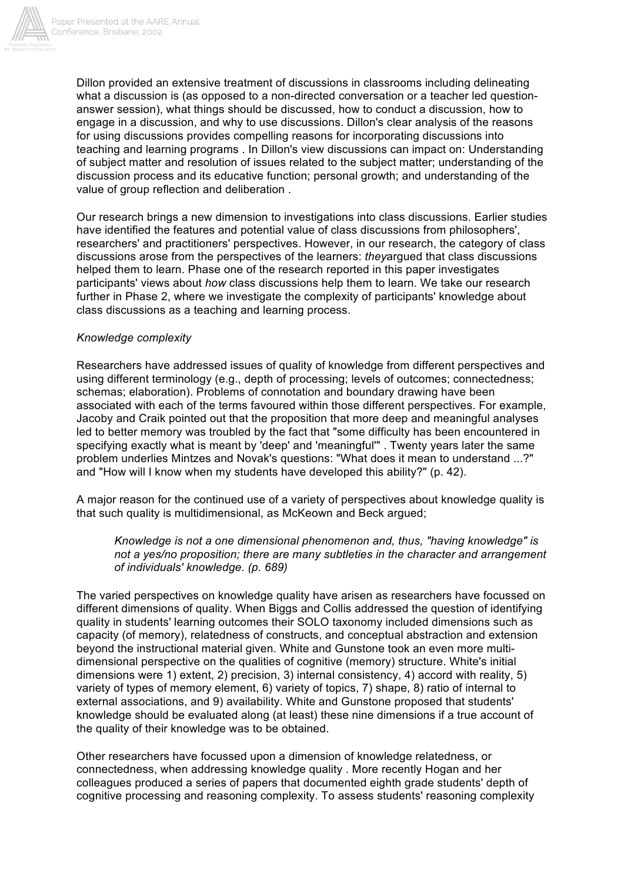Dillon provided an extensive treatment of discussions in classrooms including delineating what a discussion is (as opposed to a non-directed conversation or a teacher led question-answer session), what things should be discussed, how to conduct a discussion, how to engage in a discussion, and why to use discussions. Dillon's clear analysis of the reasons for using discussions provides compelling reasons for incorporating discussions into teaching and learning programs . In Dillon's view discussions can impact on: Understanding of subject matter and resolution of issues related to the subject matter; understanding of the discussion process and its educative function; personal growth; and understanding of the value of group reflection and deliberation .

Our research brings a new dimension to investigations into class discussions. Earlier studies have identified the features and potential value of class discussions from philosophers', researchers' and practitioners' perspectives. However, in our research, the category of class discussions arose from the perspectives of the learners: *they*argued that class discussions helped them to learn. Phase one of the research reported in this paper investigates participants' views about *how* class discussions help them to learn. We take our research further in Phase 2, where we investigate the complexity of participants' knowledge about class discussions as a teaching and learning process.

*Knowledge complexity*

Researchers have addressed issues of quality of knowledge from different perspectives and using different terminology (e.g., depth of processing; levels of outcomes; connectedness; schemas; elaboration). Problems of connotation and boundary drawing have been associated with each of the terms favoured within those different perspectives. For example, Jacoby and Craik pointed out that the proposition that more deep and meaningful analyses led to better memory was troubled by the fact that "some difficulty has been encountered in specifying exactly what is meant by 'deep' and 'meaningful'" . Twenty years later the same problem underlies Mintzes and Novak's questions: "What does it mean to understand ...?" and "How will I know when my students have developed this ability?" (p. 42).

A major reason for the continued use of a variety of perspectives about knowledge quality is that such quality is multidimensional, as McKeown and Beck argued;

> *Knowledge is not a one dimensional phenomenon and, thus, "having knowledge" is not a yes/no proposition; there are many subtleties in the character and arrangement of individuals' knowledge. (p. 689)*

The varied perspectives on knowledge quality have arisen as researchers have focussed on different dimensions of quality. When Biggs and Collis addressed the question of identifying quality in students' learning outcomes their SOLO taxonomy included dimensions such as capacity (of memory), relatedness of constructs, and conceptual abstraction and extension beyond the instructional material given. White and Gunstone took an even more multi-dimensional perspective on the qualities of cognitive (memory) structure. White's initial dimensions were 1) extent, 2) precision, 3) internal consistency, 4) accord with reality, 5) variety of types of memory element, 6) variety of topics, 7) shape, 8) ratio of internal to external associations, and 9) availability. White and Gunstone proposed that students' knowledge should be evaluated along (at least) these nine dimensions if a true account of the quality of their knowledge was to be obtained.

Other researchers have focussed upon a dimension of knowledge relatedness, or connectedness, when addressing knowledge quality . More recently Hogan and her colleagues produced a series of papers that documented eighth grade students' depth of cognitive processing and reasoning complexity. To assess students' reasoning complexity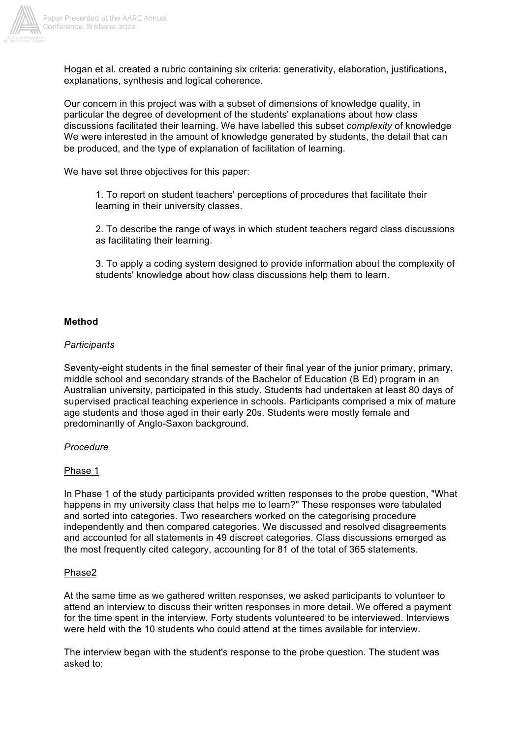Hogan et al. created a rubric containing six criteria: generativity, elaboration, justifications, explanations, synthesis and logical coherence.

Our concern in this project was with a subset of dimensions of knowledge quality, in particular the degree of development of the students' explanations about how class discussions facilitated their learning. We have labelled this subset *complexity* of knowledge We were interested in the amount of knowledge generated by students, the detail that can be produced, and the type of explanation of facilitation of learning.

We have set three objectives for this paper:

> 1. To report on student teachers' perceptions of procedures that facilitate their learning in their university classes.
>
> 2. To describe the range of ways in which student teachers regard class discussions as facilitating their learning.
>
> 3. To apply a coding system designed to provide information about the complexity of students' knowledge about how class discussions help them to learn.

**Method**

*Participants*

Seventy-eight students in the final semester of their final year of the junior primary, primary, middle school and secondary strands of the Bachelor of Education (B Ed) program in an Australian university, participated in this study. Students had undertaken at least 80 days of supervised practical teaching experience in schools. Participants comprised a mix of mature age students and those aged in their early 20s. Students were mostly female and predominantly of Anglo-Saxon background.

*Procedure*

Phase 1

In Phase 1 of the study participants provided written responses to the probe question, "What happens in my university class that helps me to learn?" These responses were tabulated and sorted into categories. Two researchers worked on the categorising procedure independently and then compared categories. We discussed and resolved disagreements and accounted for all statements in 49 discreet categories. Class discussions emerged as the most frequently cited category, accounting for 81 of the total of 365 statements.

Phase2

At the same time as we gathered written responses, we asked participants to volunteer to attend an interview to discuss their written responses in more detail. We offered a payment for the time spent in the interview. Forty students volunteered to be interviewed. Interviews were held with the 10 students who could attend at the times available for interview.

The interview began with the student's response to the probe question. The student was asked to: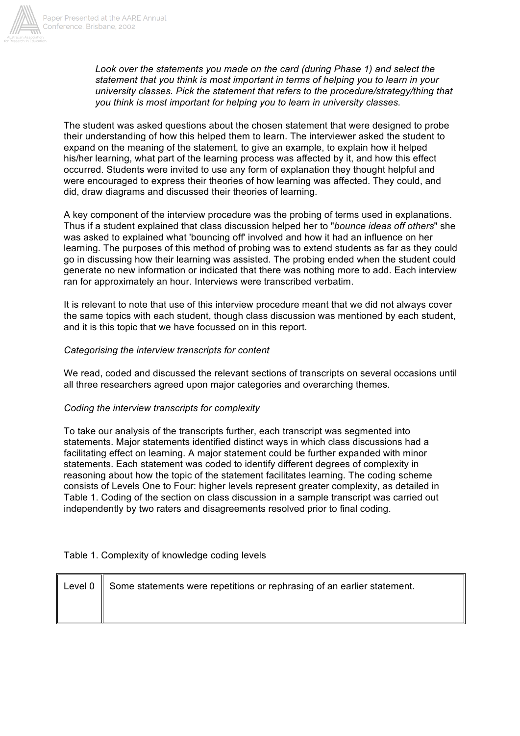*Look over the statements you made on the card (during Phase 1) and select the statement that you think is most important in terms of helping you to learn in your university classes. Pick the statement that refers to the procedure/strategy/thing that you think is most important for helping you to learn in university classes.*

The student was asked questions about the chosen statement that were designed to probe their understanding of how this helped them to learn. The interviewer asked the student to expand on the meaning of the statement, to give an example, to explain how it helped his/her learning, what part of the learning process was affected by it, and how this effect occurred. Students were invited to use any form of explanation they thought helpful and were encouraged to express their theories of how learning was affected. They could, and did, draw diagrams and discussed their theories of learning.

A key component of the interview procedure was the probing of terms used in explanations. Thus if a student explained that class discussion helped her to "*bounce ideas off others*" she was asked to explained what 'bouncing off' involved and how it had an influence on her learning. The purposes of this method of probing was to extend students as far as they could go in discussing how their learning was assisted. The probing ended when the student could generate no new information or indicated that there was nothing more to add. Each interview ran for approximately an hour. Interviews were transcribed verbatim.

It is relevant to note that use of this interview procedure meant that we did not always cover the same topics with each student, though class discussion was mentioned by each student, and it is this topic that we have focussed on in this report.

*Categorising the interview transcripts for content*

We read, coded and discussed the relevant sections of transcripts on several occasions until all three researchers agreed upon major categories and overarching themes.

*Coding the interview transcripts for complexity*

To take our analysis of the transcripts further, each transcript was segmented into statements. Major statements identified distinct ways in which class discussions had a facilitating effect on learning. A major statement could be further expanded with minor statements. Each statement was coded to identify different degrees of complexity in reasoning about how the topic of the statement facilitates learning. The coding scheme consists of Levels One to Four: higher levels represent greater complexity, as detailed in Table 1. Coding of the section on class discussion in a sample transcript was carried out independently by two raters and disagreements resolved prior to final coding.

Table 1. Complexity of knowledge coding levels

| | |
|---|---|
| Level 0 | Some statements were repetitions or rephrasing of an earlier statement. |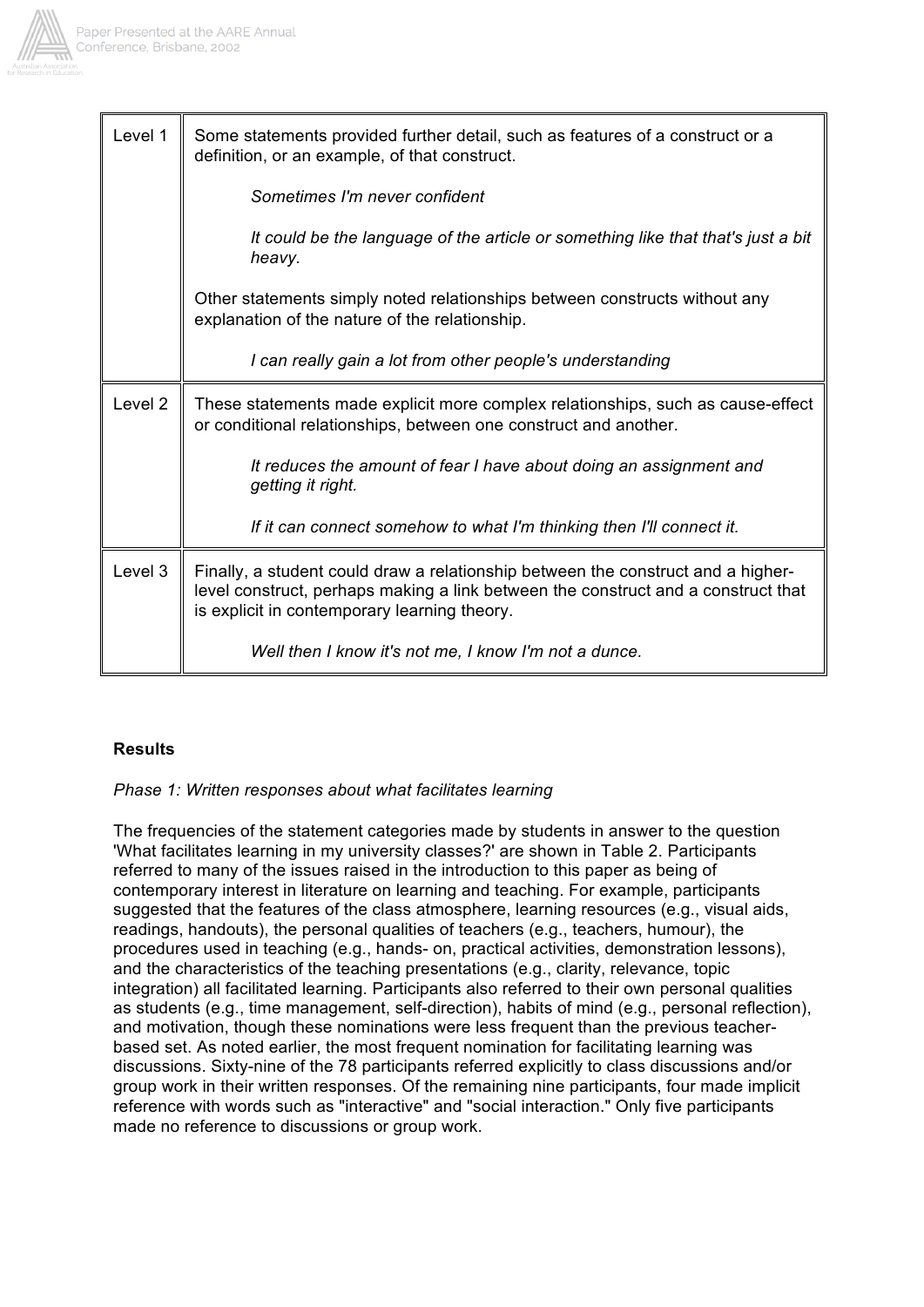| | |
|---|---|
| Level 1 | Some statements provided further detail, such as features of a construct or a definition, or an example, of that construct.<br><br>*Sometimes I'm never confident*<br><br>*It could be the language of the article or something like that that's just a bit heavy.*<br><br>Other statements simply noted relationships between constructs without any explanation of the nature of the relationship.<br><br>*I can really gain a lot from other people's understanding* |
| Level 2 | These statements made explicit more complex relationships, such as cause-effect or conditional relationships, between one construct and another.<br><br>*It reduces the amount of fear I have about doing an assignment and getting it right.*<br><br>*If it can connect somehow to what I'm thinking then I'll connect it.* |
| Level 3 | Finally, a student could draw a relationship between the construct and a higher-level construct, perhaps making a link between the construct and a construct that is explicit in contemporary learning theory.<br><br>*Well then I know it's not me, I know I'm not a dunce.* |

**Results**

*Phase 1: Written responses about what facilitates learning*

The frequencies of the statement categories made by students in answer to the question 'What facilitates learning in my university classes?' are shown in Table 2. Participants referred to many of the issues raised in the introduction to this paper as being of contemporary interest in literature on learning and teaching. For example, participants suggested that the features of the class atmosphere, learning resources (e.g., visual aids, readings, handouts), the personal qualities of teachers (e.g., teachers, humour), the procedures used in teaching (e.g., hands- on, practical activities, demonstration lessons), and the characteristics of the teaching presentations (e.g., clarity, relevance, topic integration) all facilitated learning. Participants also referred to their own personal qualities as students (e.g., time management, self-direction), habits of mind (e.g., personal reflection), and motivation, though these nominations were less frequent than the previous teacher-based set. As noted earlier, the most frequent nomination for facilitating learning was discussions. Sixty-nine of the 78 participants referred explicitly to class discussions and/or group work in their written responses. Of the remaining nine participants, four made implicit reference with words such as "interactive" and "social interaction." Only five participants made no reference to discussions or group work.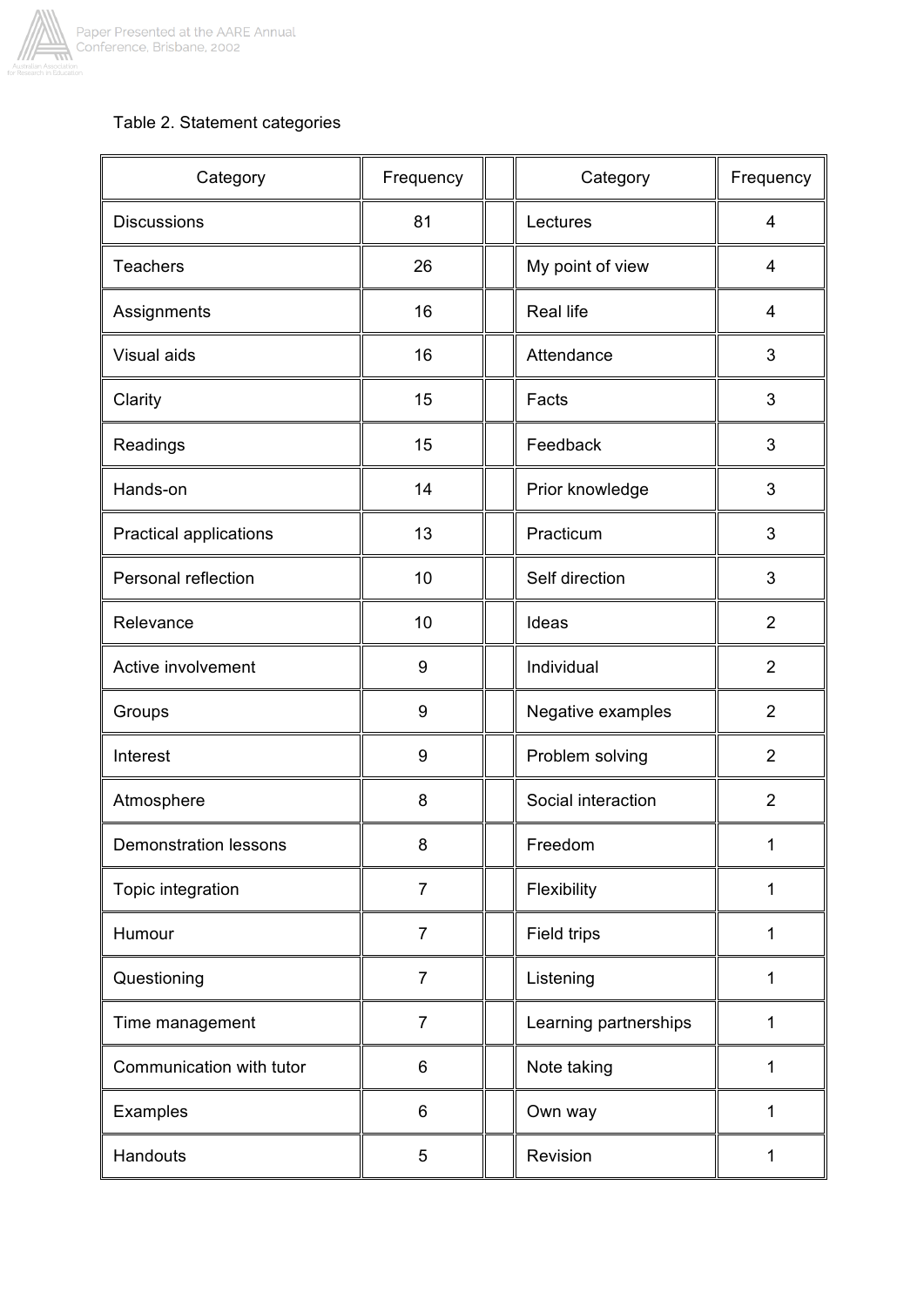Table 2. Statement categories

| Category | Frequency | | Category | Frequency |
|---|---|---|---|---|
| Discussions | 81 | | Lectures | 4 |
| Teachers | 26 | | My point of view | 4 |
| Assignments | 16 | | Real life | 4 |
| Visual aids | 16 | | Attendance | 3 |
| Clarity | 15 | | Facts | 3 |
| Readings | 15 | | Feedback | 3 |
| Hands-on | 14 | | Prior knowledge | 3 |
| Practical applications | 13 | | Practicum | 3 |
| Personal reflection | 10 | | Self direction | 3 |
| Relevance | 10 | | Ideas | 2 |
| Active involvement | 9 | | Individual | 2 |
| Groups | 9 | | Negative examples | 2 |
| Interest | 9 | | Problem solving | 2 |
| Atmosphere | 8 | | Social interaction | 2 |
| Demonstration lessons | 8 | | Freedom | 1 |
| Topic integration | 7 | | Flexibility | 1 |
| Humour | 7 | | Field trips | 1 |
| Questioning | 7 | | Listening | 1 |
| Time management | 7 | | Learning partnerships | 1 |
| Communication with tutor | 6 | | Note taking | 1 |
| Examples | 6 | | Own way | 1 |
| Handouts | 5 | | Revision | 1 |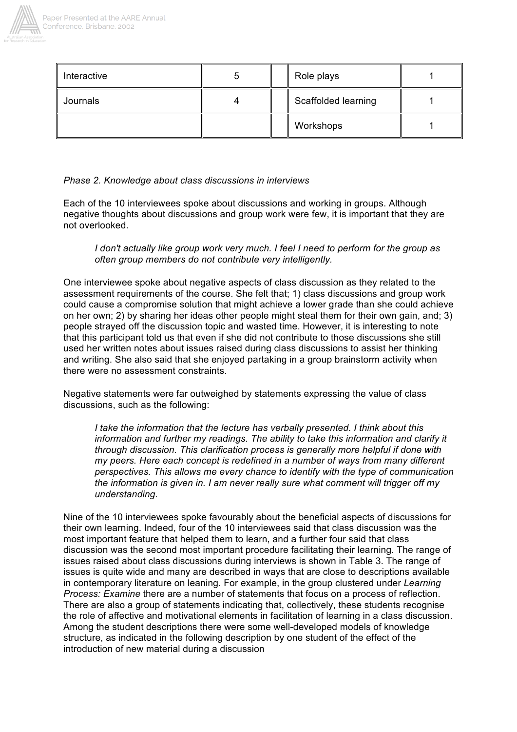| | | | | |
|---|---|---|---|---|
| Interactive | 5 | | Role plays | 1 |
| Journals | 4 | | Scaffolded learning | 1 |
| | | | Workshops | 1 |

*Phase 2. Knowledge about class discussions in interviews*

Each of the 10 interviewees spoke about discussions and working in groups. Although negative thoughts about discussions and group work were few, it is important that they are not overlooked.

> *I don't actually like group work very much. I feel I need to perform for the group as often group members do not contribute very intelligently.*

One interviewee spoke about negative aspects of class discussion as they related to the assessment requirements of the course. She felt that; 1) class discussions and group work could cause a compromise solution that might achieve a lower grade than she could achieve on her own; 2) by sharing her ideas other people might steal them for their own gain, and; 3) people strayed off the discussion topic and wasted time. However, it is interesting to note that this participant told us that even if she did not contribute to those discussions she still used her written notes about issues raised during class discussions to assist her thinking and writing. She also said that she enjoyed partaking in a group brainstorm activity when there were no assessment constraints.

Negative statements were far outweighed by statements expressing the value of class discussions, such as the following:

> *I take the information that the lecture has verbally presented. I think about this information and further my readings. The ability to take this information and clarify it through discussion. This clarification process is generally more helpful if done with my peers. Here each concept is redefined in a number of ways from many different perspectives. This allows me every chance to identify with the type of communication the information is given in. I am never really sure what comment will trigger off my understanding.*

Nine of the 10 interviewees spoke favourably about the beneficial aspects of discussions for their own learning. Indeed, four of the 10 interviewees said that class discussion was the most important feature that helped them to learn, and a further four said that class discussion was the second most important procedure facilitating their learning. The range of issues raised about class discussions during interviews is shown in Table 3. The range of issues is quite wide and many are described in ways that are close to descriptions available in contemporary literature on leaning. For example, in the group clustered under *Learning Process: Examine* there are a number of statements that focus on a process of reflection. There are also a group of statements indicating that, collectively, these students recognise the role of affective and motivational elements in facilitation of learning in a class discussion. Among the student descriptions there were some well-developed models of knowledge structure, as indicated in the following description by one student of the effect of the introduction of new material during a discussion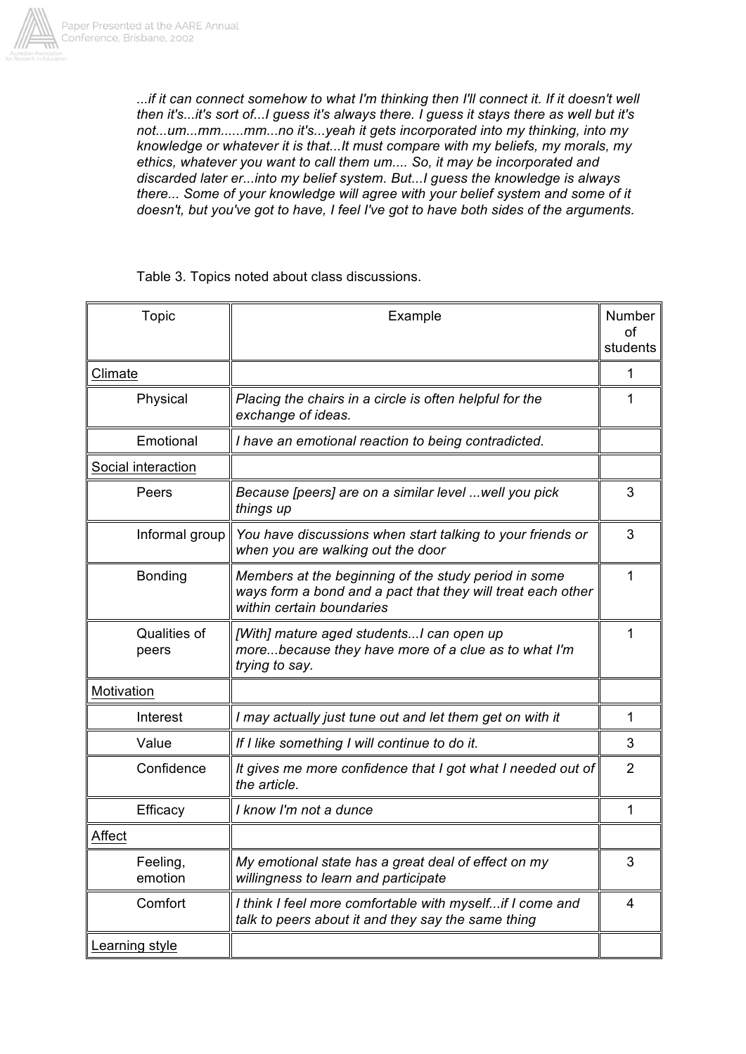*...if it can connect somehow to what I'm thinking then I'll connect it. If it doesn't well then it's...it's sort of...I guess it's always there. I guess it stays there as well but it's not...um...mm......mm...no it's...yeah it gets incorporated into my thinking, into my knowledge or whatever it is that...It must compare with my beliefs, my morals, my ethics, whatever you want to call them um.... So, it may be incorporated and discarded later er...into my belief system. But...I guess the knowledge is always there... Some of your knowledge will agree with your belief system and some of it doesn't, but you've got to have, I feel I've got to have both sides of the arguments.*

Table 3. Topics noted about class discussions.

| Topic | Example | Number of students |
|---|---|---|
| Climate | | 1 |
| Physical | *Placing the chairs in a circle is often helpful for the exchange of ideas.* | 1 |
| Emotional | *I have an emotional reaction to being contradicted.* | |
| Social interaction | | |
| Peers | *Because [peers] are on a similar level ...well you pick things up* | 3 |
| Informal group | *You have discussions when start talking to your friends or when you are walking out the door* | 3 |
| Bonding | *Members at the beginning of the study period in some ways form a bond and a pact that they will treat each other within certain boundaries* | 1 |
| Qualities of peers | *[With] mature aged students...I can open up more...because they have more of a clue as to what I'm trying to say.* | 1 |
| Motivation | | |
| Interest | *I may actually just tune out and let them get on with it* | 1 |
| Value | *If I like something I will continue to do it.* | 3 |
| Confidence | *It gives me more confidence that I got what I needed out of the article.* | 2 |
| Efficacy | *I know I'm not a dunce* | 1 |
| Affect | | |
| Feeling, emotion | *My emotional state has a great deal of effect on my willingness to learn and participate* | 3 |
| Comfort | *I think I feel more comfortable with myself...if I come and talk to peers about it and they say the same thing* | 4 |
| Learning style | | |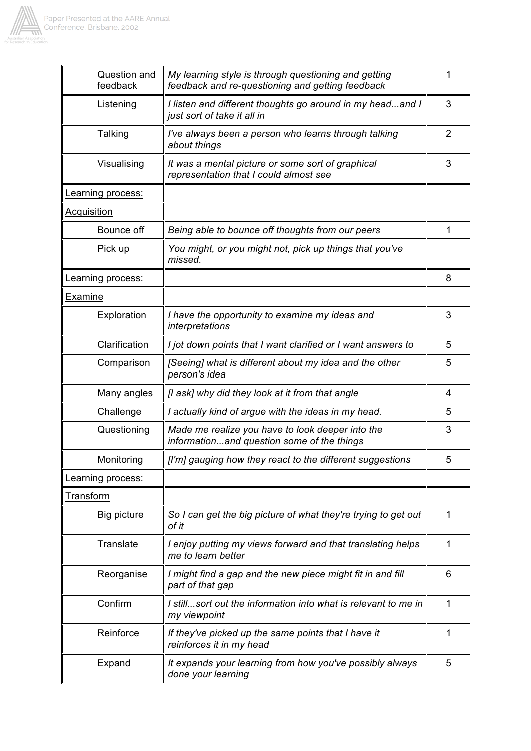| | | |
|---|---|---|
| Question and feedback | *My learning style is through questioning and getting feedback and re-questioning and getting feedback* | 1 |
| Listening | *I listen and different thoughts go around in my head...and I just sort of take it all in* | 3 |
| Talking | *I've always been a person who learns through talking about things* | 2 |
| Visualising | *It was a mental picture or some sort of graphical representation that I could almost see* | 3 |
| Learning process: | | |
| Acquisition | | |
| Bounce off | *Being able to bounce off thoughts from our peers* | 1 |
| Pick up | *You might, or you might not, pick up things that you've missed.* | |
| Learning process: | | 8 |
| Examine | | |
| Exploration | *I have the opportunity to examine my ideas and interpretations* | 3 |
| Clarification | *I jot down points that I want clarified or I want answers to* | 5 |
| Comparison | *[Seeing] what is different about my idea and the other person's idea* | 5 |
| Many angles | *[I ask] why did they look at it from that angle* | 4 |
| Challenge | *I actually kind of argue with the ideas in my head.* | 5 |
| Questioning | *Made me realize you have to look deeper into the information...and question some of the things* | 3 |
| Monitoring | *[I'm] gauging how they react to the different suggestions* | 5 |
| Learning process: | | |
| Transform | | |
| Big picture | *So I can get the big picture of what they're trying to get out of it* | 1 |
| Translate | *I enjoy putting my views forward and that translating helps me to learn better* | 1 |
| Reorganise | *I might find a gap and the new piece might fit in and fill part of that gap* | 6 |
| Confirm | *I still...sort out the information into what is relevant to me in my viewpoint* | 1 |
| Reinforce | *If they've picked up the same points that I have it reinforces it in my head* | 1 |
| Expand | *It expands your learning from how you've possibly always done your learning* | 5 |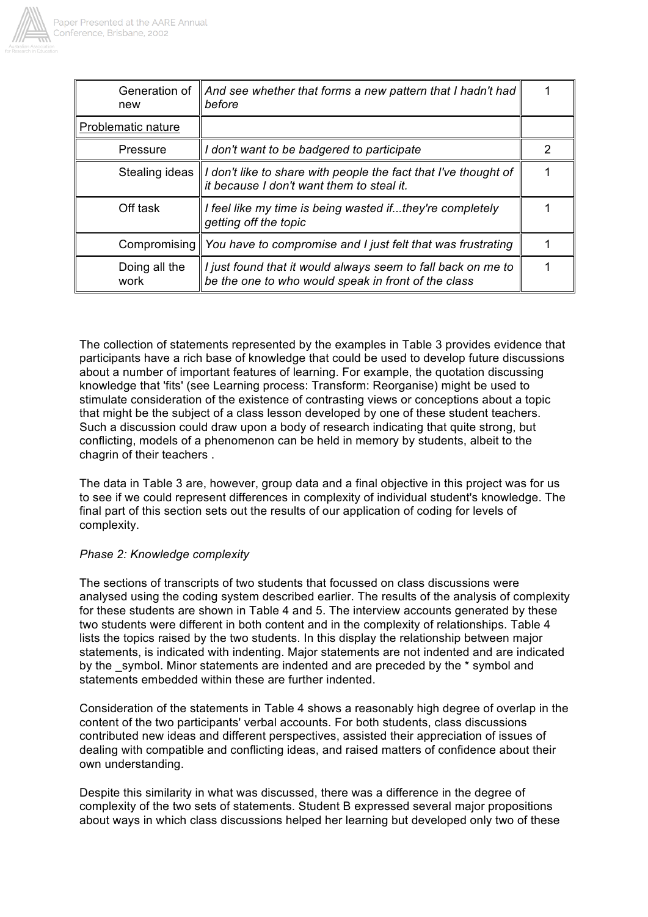| | | |
|---|---|---|
| Generation of new | *And see whether that forms a new pattern that I hadn't had before* | 1 |
| Problematic nature | | |
| Pressure | *I don't want to be badgered to participate* | 2 |
| Stealing ideas | *I don't like to share with people the fact that I've thought of it because I don't want them to steal it.* | 1 |
| Off task | *I feel like my time is being wasted if...they're completely getting off the topic* | 1 |
| Compromising | *You have to compromise and I just felt that was frustrating* | 1 |
| Doing all the work | *I just found that it would always seem to fall back on me to be the one to who would speak in front of the class* | 1 |

The collection of statements represented by the examples in Table 3 provides evidence that participants have a rich base of knowledge that could be used to develop future discussions about a number of important features of learning. For example, the quotation discussing knowledge that 'fits' (see Learning process: Transform: Reorganise) might be used to stimulate consideration of the existence of contrasting views or conceptions about a topic that might be the subject of a class lesson developed by one of these student teachers. Such a discussion could draw upon a body of research indicating that quite strong, but conflicting, models of a phenomenon can be held in memory by students, albeit to the chagrin of their teachers .

The data in Table 3 are, however, group data and a final objective in this project was for us to see if we could represent differences in complexity of individual student's knowledge. The final part of this section sets out the results of our application of coding for levels of complexity.

*Phase 2: Knowledge complexity*

The sections of transcripts of two students that focussed on class discussions were analysed using the coding system described earlier. The results of the analysis of complexity for these students are shown in Table 4 and 5. The interview accounts generated by these two students were different in both content and in the complexity of relationships. Table 4 lists the topics raised by the two students. In this display the relationship between major statements, is indicated with indenting. Major statements are not indented and are indicated by the _symbol. Minor statements are indented and are preceded by the * symbol and statements embedded within these are further indented.

Consideration of the statements in Table 4 shows a reasonably high degree of overlap in the content of the two participants' verbal accounts. For both students, class discussions contributed new ideas and different perspectives, assisted their appreciation of issues of dealing with compatible and conflicting ideas, and raised matters of confidence about their own understanding.

Despite this similarity in what was discussed, there was a difference in the degree of complexity of the two sets of statements. Student B expressed several major propositions about ways in which class discussions helped her learning but developed only two of these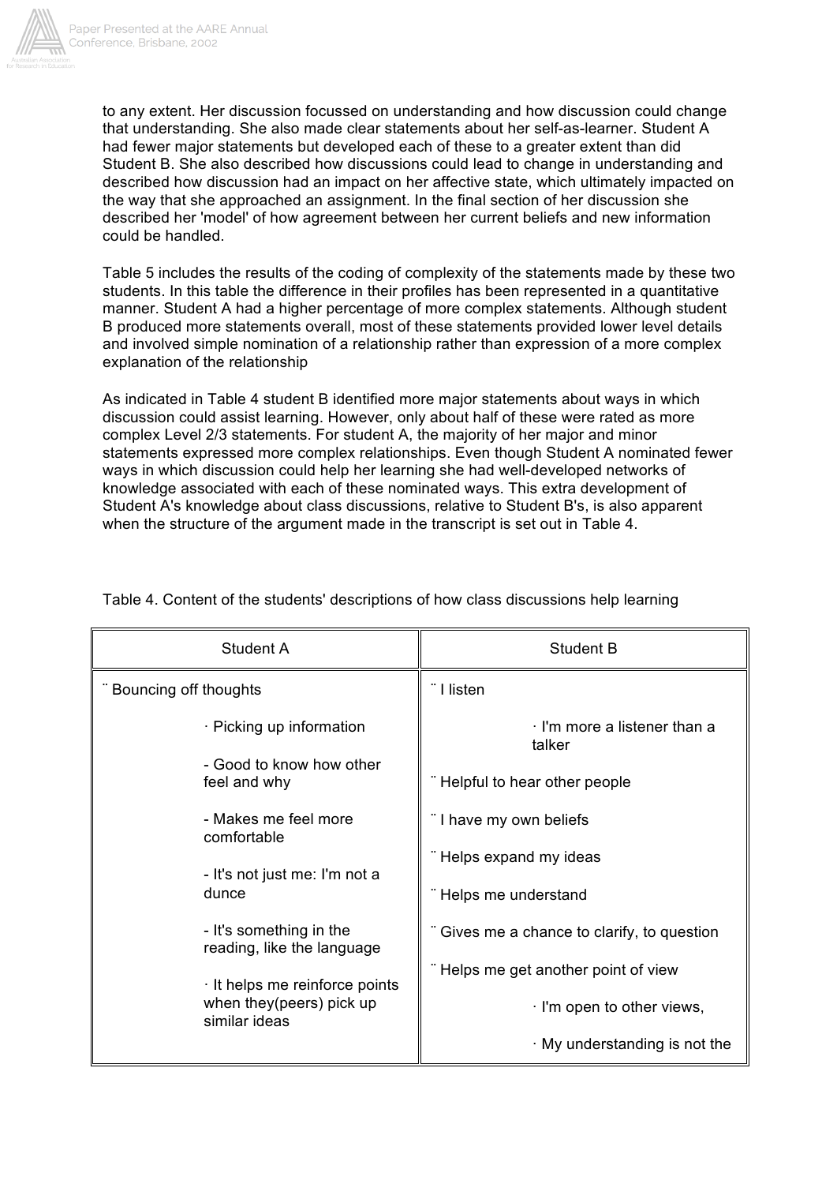to any extent. Her discussion focussed on understanding and how discussion could change that understanding. She also made clear statements about her self-as-learner. Student A had fewer major statements but developed each of these to a greater extent than did Student B. She also described how discussions could lead to change in understanding and described how discussion had an impact on her affective state, which ultimately impacted on the way that she approached an assignment. In the final section of her discussion she described her 'model' of how agreement between her current beliefs and new information could be handled.

Table 5 includes the results of the coding of complexity of the statements made by these two students. In this table the difference in their profiles has been represented in a quantitative manner. Student A had a higher percentage of more complex statements. Although student B produced more statements overall, most of these statements provided lower level details and involved simple nomination of a relationship rather than expression of a more complex explanation of the relationship

As indicated in Table 4 student B identified more major statements about ways in which discussion could assist learning. However, only about half of these were rated as more complex Level 2/3 statements. For student A, the majority of her major and minor statements expressed more complex relationships. Even though Student A nominated fewer ways in which discussion could help her learning she had well-developed networks of knowledge associated with each of these nominated ways. This extra development of Student A's knowledge about class discussions, relative to Student B's, is also apparent when the structure of the argument made in the transcript is set out in Table 4.

Table 4. Content of the students' descriptions of how class discussions help learning

| Student A | Student B |
|---|---|
| ¨ Bouncing off thoughts<br><br>· Picking up information<br><br>- Good to know how other feel and why<br><br>- Makes me feel more comfortable<br><br>- It's not just me: I'm not a dunce<br><br>- It's something in the reading, like the language<br><br>· It helps me reinforce points when they(peers) pick up similar ideas | ¨ I listen<br><br>· I'm more a listener than a talker<br><br>¨ Helpful to hear other people<br><br>¨ I have my own beliefs<br><br>¨ Helps expand my ideas<br><br>¨ Helps me understand<br><br>¨ Gives me a chance to clarify, to question<br><br>¨ Helps me get another point of view<br><br>· I'm open to other views,<br><br>· My understanding is not the |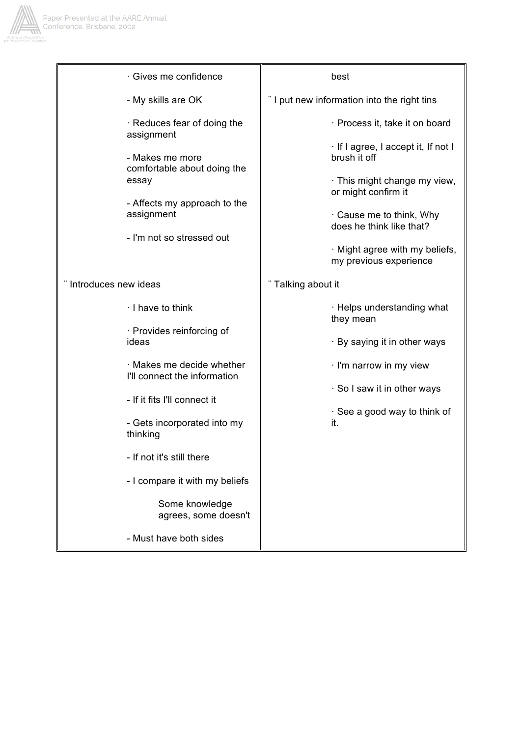| | |
|---|---|
| · Gives me confidence<br><br>- My skills are OK<br><br>· Reduces fear of doing the assignment<br><br>- Makes me more comfortable about doing the essay<br><br>- Affects my approach to the assignment<br><br>- I'm not so stressed out | best<br><br>¨ I put new information into the right tins<br><br>· Process it, take it on board<br><br>· If I agree, I accept it, If not I brush it off<br><br>· This might change my view, or might confirm it<br><br>· Cause me to think, Why does he think like that?<br><br>· Might agree with my beliefs, my previous experience |
| ¨ Introduces new ideas<br><br>· I have to think<br><br>· Provides reinforcing of ideas<br><br>· Makes me decide whether I'll connect the information<br><br>- If it fits I'll connect it<br><br>- Gets incorporated into my thinking<br><br>- If not it's still there<br><br>- I compare it with my beliefs<br><br>Some knowledge agrees, some doesn't<br><br>- Must have both sides | ¨ Talking about it<br><br>· Helps understanding what they mean<br><br>· By saying it in other ways<br><br>· I'm narrow in my view<br><br>· So I saw it in other ways<br><br>· See a good way to think of it. |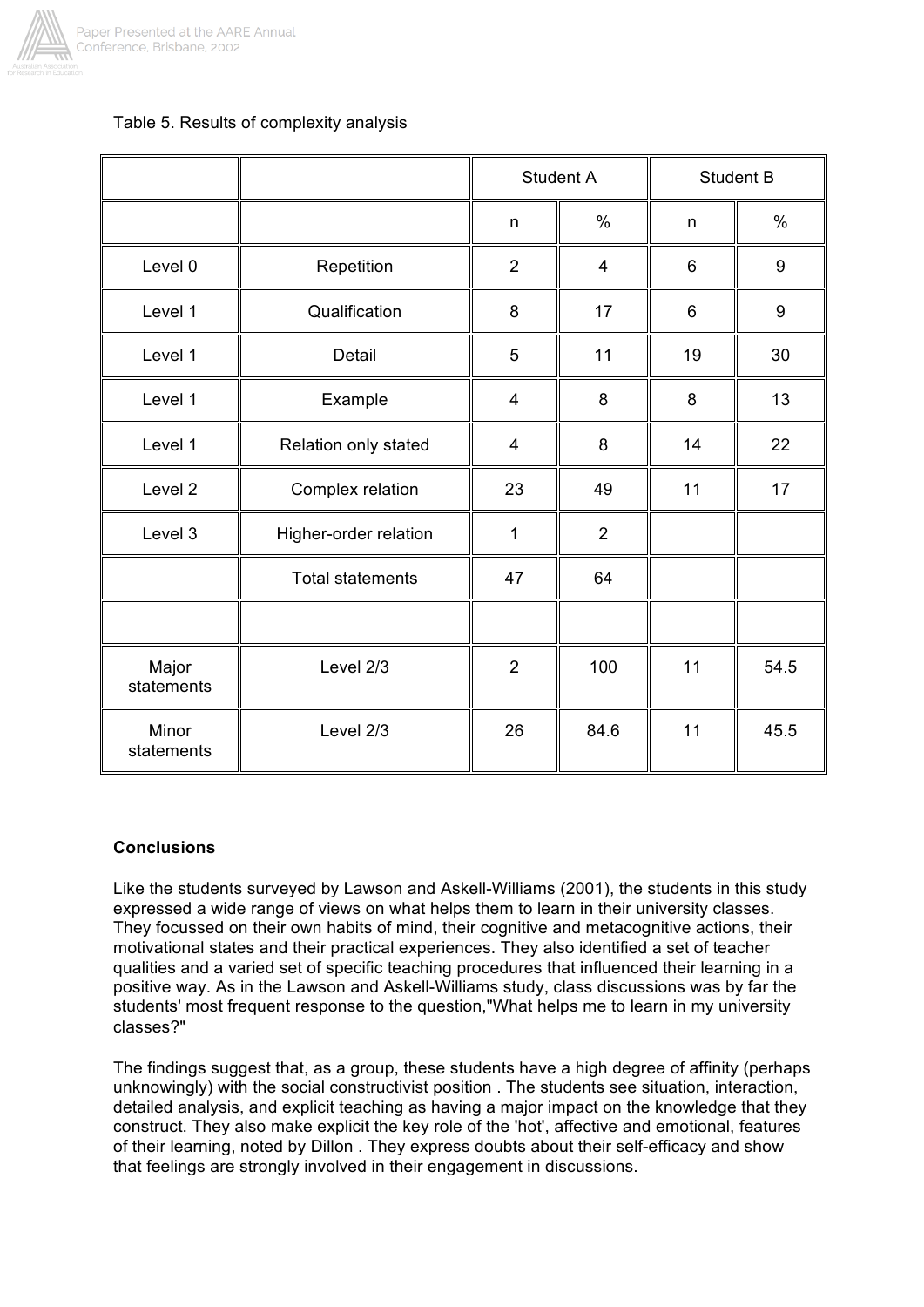Table 5. Results of complexity analysis

| | | Student A | | Student B | |
|---|---|---|---|---|---|
| | | n | % | n | % |
| Level 0 | Repetition | 2 | 4 | 6 | 9 |
| Level 1 | Qualification | 8 | 17 | 6 | 9 |
| Level 1 | Detail | 5 | 11 | 19 | 30 |
| Level 1 | Example | 4 | 8 | 8 | 13 |
| Level 1 | Relation only stated | 4 | 8 | 14 | 22 |
| Level 2 | Complex relation | 23 | 49 | 11 | 17 |
| Level 3 | Higher-order relation | 1 | 2 | | |
| | Total statements | 47 | 64 | | |
| | | | | | |
| Major statements | Level 2/3 | 2 | 100 | 11 | 54.5 |
| Minor statements | Level 2/3 | 26 | 84.6 | 11 | 45.5 |

**Conclusions**

Like the students surveyed by Lawson and Askell-Williams (2001), the students in this study expressed a wide range of views on what helps them to learn in their university classes. They focussed on their own habits of mind, their cognitive and metacognitive actions, their motivational states and their practical experiences. They also identified a set of teacher qualities and a varied set of specific teaching procedures that influenced their learning in a positive way. As in the Lawson and Askell-Williams study, class discussions was by far the students' most frequent response to the question,"What helps me to learn in my university classes?"

The findings suggest that, as a group, these students have a high degree of affinity (perhaps unknowingly) with the social constructivist position . The students see situation, interaction, detailed analysis, and explicit teaching as having a major impact on the knowledge that they construct. They also make explicit the key role of the 'hot', affective and emotional, features of their learning, noted by Dillon . They express doubts about their self-efficacy and show that feelings are strongly involved in their engagement in discussions.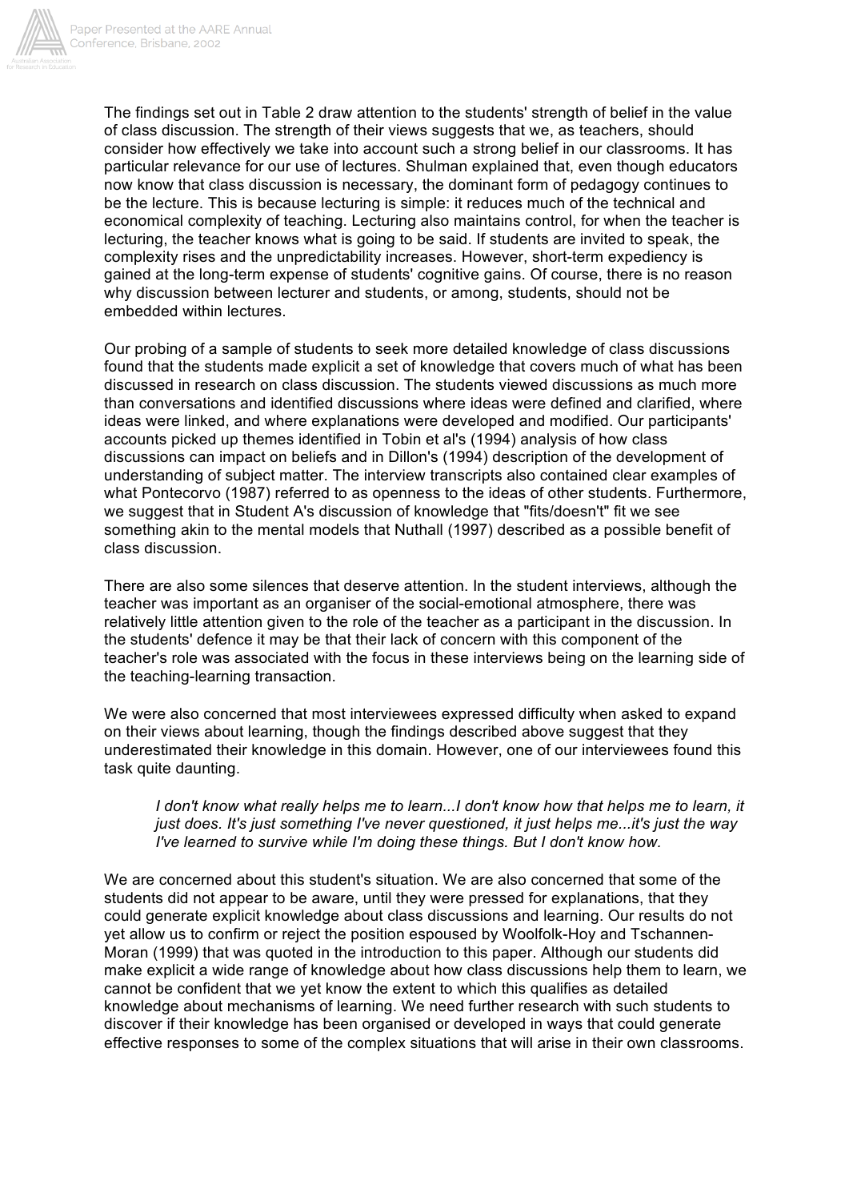The findings set out in Table 2 draw attention to the students' strength of belief in the value of class discussion. The strength of their views suggests that we, as teachers, should consider how effectively we take into account such a strong belief in our classrooms. It has particular relevance for our use of lectures. Shulman explained that, even though educators now know that class discussion is necessary, the dominant form of pedagogy continues to be the lecture. This is because lecturing is simple: it reduces much of the technical and economical complexity of teaching. Lecturing also maintains control, for when the teacher is lecturing, the teacher knows what is going to be said. If students are invited to speak, the complexity rises and the unpredictability increases. However, short-term expediency is gained at the long-term expense of students' cognitive gains. Of course, there is no reason why discussion between lecturer and students, or among, students, should not be embedded within lectures.

Our probing of a sample of students to seek more detailed knowledge of class discussions found that the students made explicit a set of knowledge that covers much of what has been discussed in research on class discussion. The students viewed discussions as much more than conversations and identified discussions where ideas were defined and clarified, where ideas were linked, and where explanations were developed and modified. Our participants' accounts picked up themes identified in Tobin et al's (1994) analysis of how class discussions can impact on beliefs and in Dillon's (1994) description of the development of understanding of subject matter. The interview transcripts also contained clear examples of what Pontecorvo (1987) referred to as openness to the ideas of other students. Furthermore, we suggest that in Student A's discussion of knowledge that "fits/doesn't" fit we see something akin to the mental models that Nuthall (1997) described as a possible benefit of class discussion.

There are also some silences that deserve attention. In the student interviews, although the teacher was important as an organiser of the social-emotional atmosphere, there was relatively little attention given to the role of the teacher as a participant in the discussion. In the students' defence it may be that their lack of concern with this component of the teacher's role was associated with the focus in these interviews being on the learning side of the teaching-learning transaction.

We were also concerned that most interviewees expressed difficulty when asked to expand on their views about learning, though the findings described above suggest that they underestimated their knowledge in this domain. However, one of our interviewees found this task quite daunting.

> *I don't know what really helps me to learn...I don't know how that helps me to learn, it just does. It's just something I've never questioned, it just helps me...it's just the way I've learned to survive while I'm doing these things. But I don't know how.*

We are concerned about this student's situation. We are also concerned that some of the students did not appear to be aware, until they were pressed for explanations, that they could generate explicit knowledge about class discussions and learning. Our results do not yet allow us to confirm or reject the position espoused by Woolfolk-Hoy and Tschannen-Moran (1999) that was quoted in the introduction to this paper. Although our students did make explicit a wide range of knowledge about how class discussions help them to learn, we cannot be confident that we yet know the extent to which this qualifies as detailed knowledge about mechanisms of learning. We need further research with such students to discover if their knowledge has been organised or developed in ways that could generate effective responses to some of the complex situations that will arise in their own classrooms.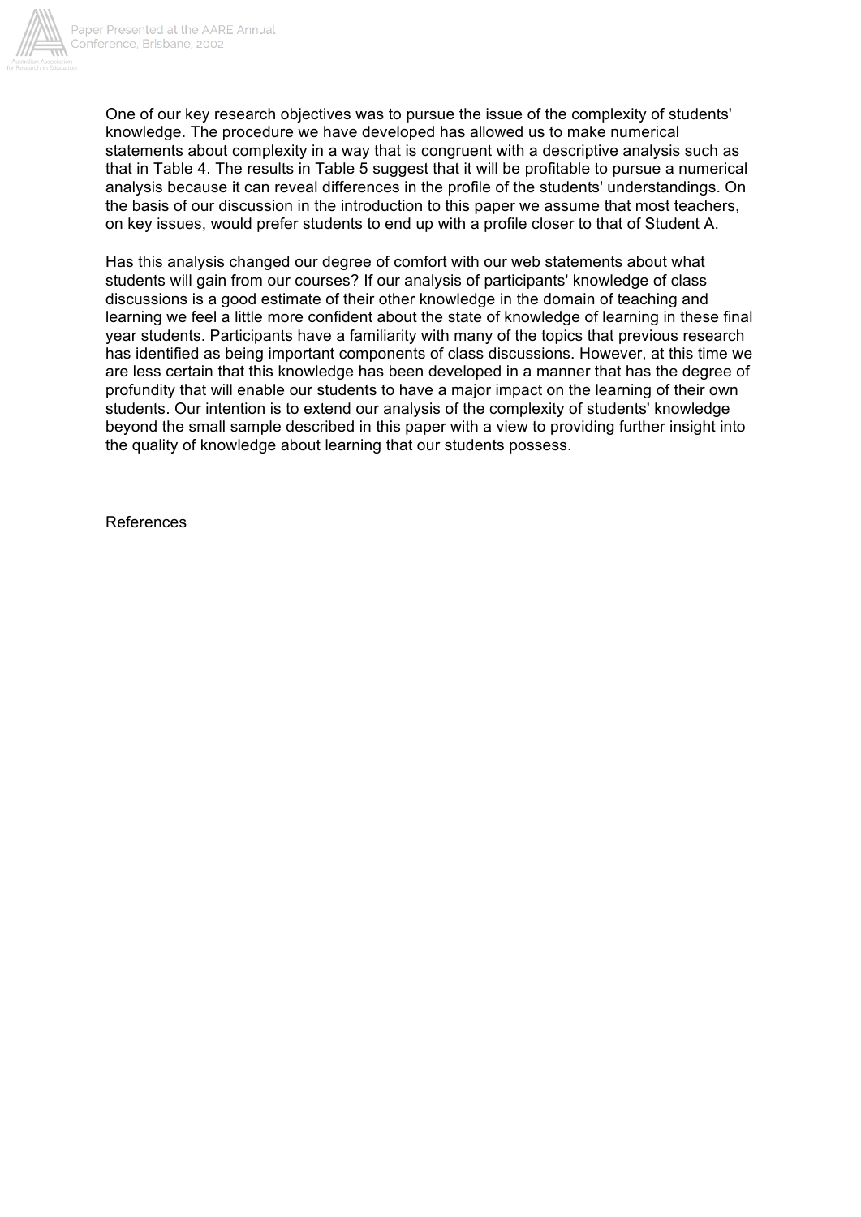One of our key research objectives was to pursue the issue of the complexity of students' knowledge. The procedure we have developed has allowed us to make numerical statements about complexity in a way that is congruent with a descriptive analysis such as that in Table 4. The results in Table 5 suggest that it will be profitable to pursue a numerical analysis because it can reveal differences in the profile of the students' understandings. On the basis of our discussion in the introduction to this paper we assume that most teachers, on key issues, would prefer students to end up with a profile closer to that of Student A.

Has this analysis changed our degree of comfort with our web statements about what students will gain from our courses? If our analysis of participants' knowledge of class discussions is a good estimate of their other knowledge in the domain of teaching and learning we feel a little more confident about the state of knowledge of learning in these final year students. Participants have a familiarity with many of the topics that previous research has identified as being important components of class discussions. However, at this time we are less certain that this knowledge has been developed in a manner that has the degree of profundity that will enable our students to have a major impact on the learning of their own students. Our intention is to extend our analysis of the complexity of students' knowledge beyond the small sample described in this paper with a view to providing further insight into the quality of knowledge about learning that our students possess.

## References